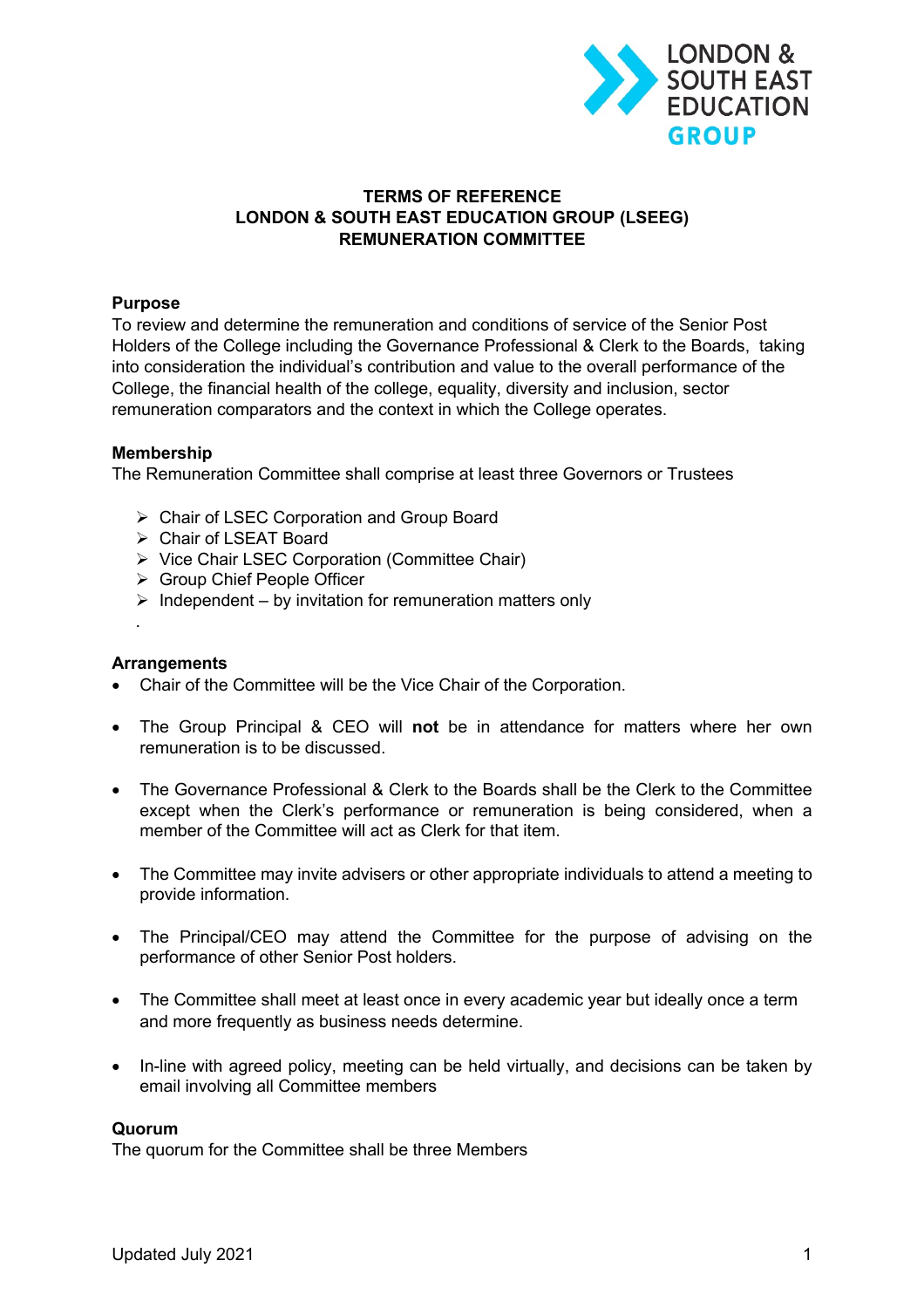# TERMS OF REFERENCE
# LONDON & SOUTH EAST EDUCATION GROUP (LSEEG)
# REMUNERATION COMMITTEE

## Purpose

To review and determine the remuneration and conditions of service of the Senior Post Holders of the College including the Governance Professional & Clerk to the Boards, taking into consideration the individual's contribution and value to the overall performance of the College, the financial health of the college, equality, diversity and inclusion, sector remuneration comparators and the context in which the College operates.

## Membership

The Remuneration Committee shall comprise at least three Governors or Trustees

- Chair of LSEC Corporation and Group Board
- Chair of LSEAT Board
- Vice Chair LSEC Corporation (Committee Chair)
- Group Chief People Officer
- Independent – by invitation for remuneration matters only

## Arrangements

- Chair of the Committee will be the Vice Chair of the Corporation.
- The Group Principal & CEO will **not** be in attendance for matters where her own remuneration is to be discussed.
- The Governance Professional & Clerk to the Boards shall be the Clerk to the Committee except when the Clerk's performance or remuneration is being considered, when a member of the Committee will act as Clerk for that item.
- The Committee may invite advisers or other appropriate individuals to attend a meeting to provide information.
- The Principal/CEO may attend the Committee for the purpose of advising on the performance of other Senior Post holders.
- The Committee shall meet at least once in every academic year but ideally once a term and more frequently as business needs determine.
- In-line with agreed policy, meeting can be held virtually, and decisions can be taken by email involving all Committee members

## Quorum

The quorum for the Committee shall be three Members

Updated July 2021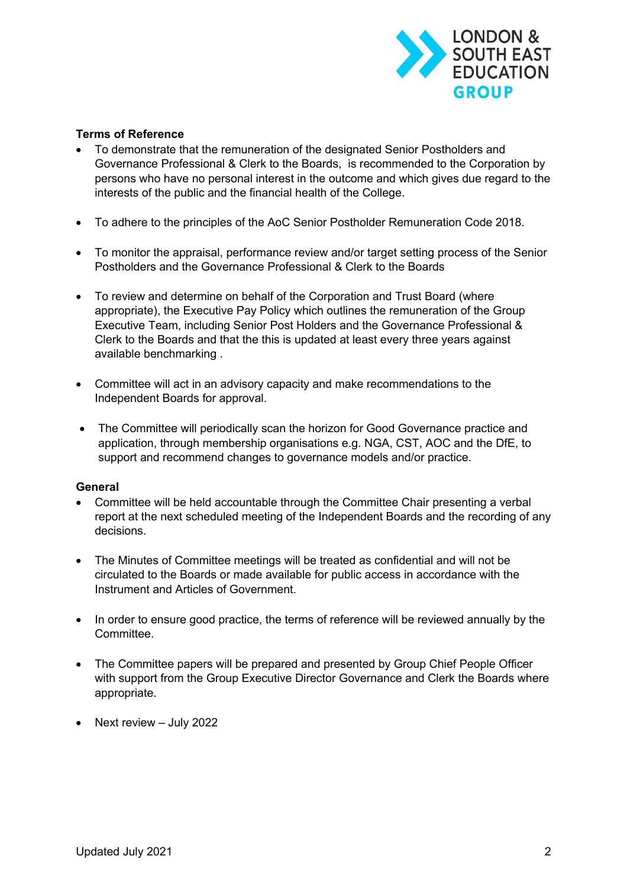**Terms of Reference**

- To demonstrate that the remuneration of the designated Senior Postholders and Governance Professional & Clerk to the Boards,  is recommended to the Corporation by persons who have no personal interest in the outcome and which gives due regard to the interests of the public and the financial health of the College.
- To adhere to the principles of the AoC Senior Postholder Remuneration Code 2018.
- To monitor the appraisal, performance review and/or target setting process of the Senior Postholders and the Governance Professional & Clerk to the Boards
- To review and determine on behalf of the Corporation and Trust Board (where appropriate), the Executive Pay Policy which outlines the remuneration of the Group Executive Team, including Senior Post Holders and the Governance Professional & Clerk to the Boards and that the this is updated at least every three years against available benchmarking .
- Committee will act in an advisory capacity and make recommendations to the Independent Boards for approval.
- The Committee will periodically scan the horizon for Good Governance practice and application, through membership organisations e.g. NGA, CST, AOC and the DfE, to support and recommend changes to governance models and/or practice.

**General**

- Committee will be held accountable through the Committee Chair presenting a verbal report at the next scheduled meeting of the Independent Boards and the recording of any decisions.
- The Minutes of Committee meetings will be treated as confidential and will not be circulated to the Boards or made available for public access in accordance with the Instrument and Articles of Government.
- In order to ensure good practice, the terms of reference will be reviewed annually by the Committee.
- The Committee papers will be prepared and presented by Group Chief People Officer with support from the Group Executive Director Governance and Clerk the Boards where appropriate.
- Next review – July 2022

Updated July 2021